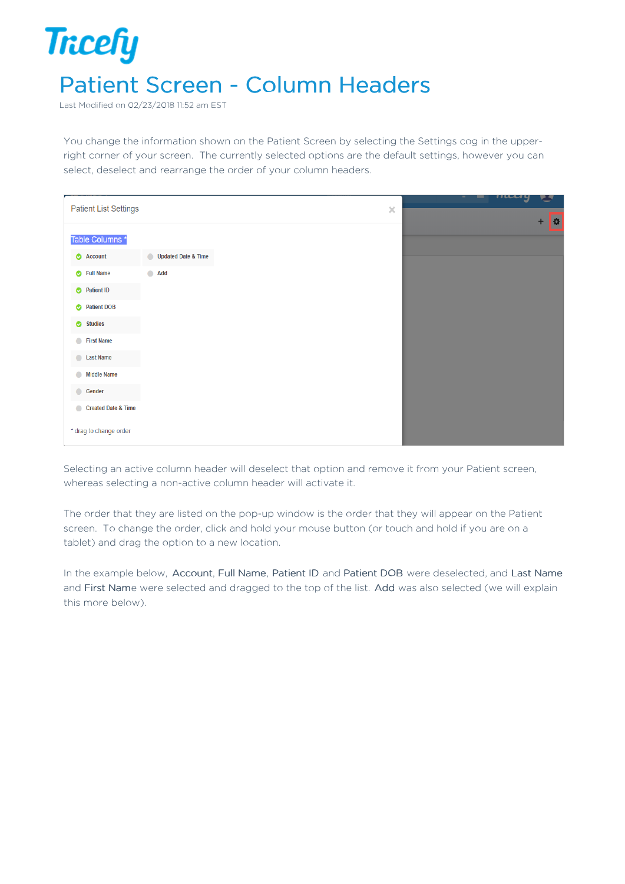# Patient Screen - Column Headers

Last Modified on 02/23/2018 11:52 am EST

You change the information shown on the Patient Screen by selecting the Settings cog in the upper-right corner of your screen. The currently selected options are the default settings, however you can select, deselect and rearrange the order of your column headers.

Selecting an active column header will deselect that option and remove it from your Patient screen, whereas selecting a non-active column header will activate it.

The order that they are listed on the pop-up window is the order that they will appear on the Patient screen. To change the order, click and hold your mouse button (or touch and hold if you are on a tablet) and drag the option to a new location.

In the example below, Account, Full Name, Patient ID and Patient DOB were deselected, and Last Name and First Name were selected and dragged to the top of the list. Add was also selected (we will explain this more below).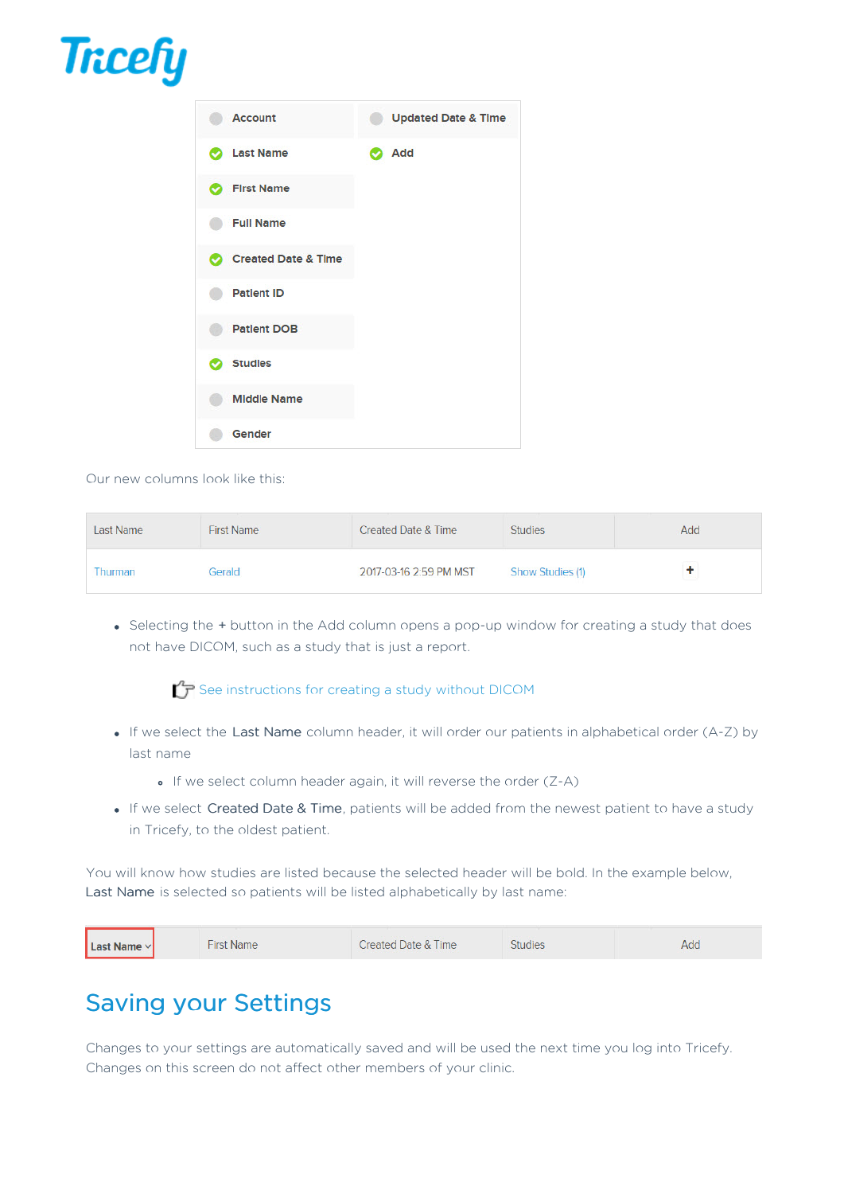| | |
|---|---|
| Account | Updated Date & Time |
| ✓ Last Name | ✓ Add |
| ✓ First Name | |
| Full Name | |
| ✓ Created Date & Time | |
| Patient ID | |
| Patient DOB | |
| ✓ Studies | |
| Middle Name | |
| Gender | |

Our new columns look like this:

| Last Name | First Name | Created Date & Time | Studies | Add |
|---|---|---|---|---|
| Thurman | Gerald | 2017-03-16 2:59 PM MST | Show Studies (1) | + |

- Selecting the + button in the Add column opens a pop-up window for creating a study that does not have DICOM, such as a study that is just a report.

  See instructions for creating a study without DICOM

- If we select the Last Name column header, it will order our patients in alphabetical order (A-Z) by last name
  - If we select column header again, it will reverse the order (Z-A)
- If we select Created Date & Time, patients will be added from the newest patient to have a study in Tricefy, to the oldest patient.

You will know how studies are listed because the selected header will be bold. In the example below, Last Name is selected so patients will be listed alphabetically by last name:

| **Last Name** ˅ | First Name | Created Date & Time | Studies | Add |
|---|---|---|---|---|

## Saving your Settings

Changes to your settings are automatically saved and will be used the next time you log into Tricefy. Changes on this screen do not affect other members of your clinic.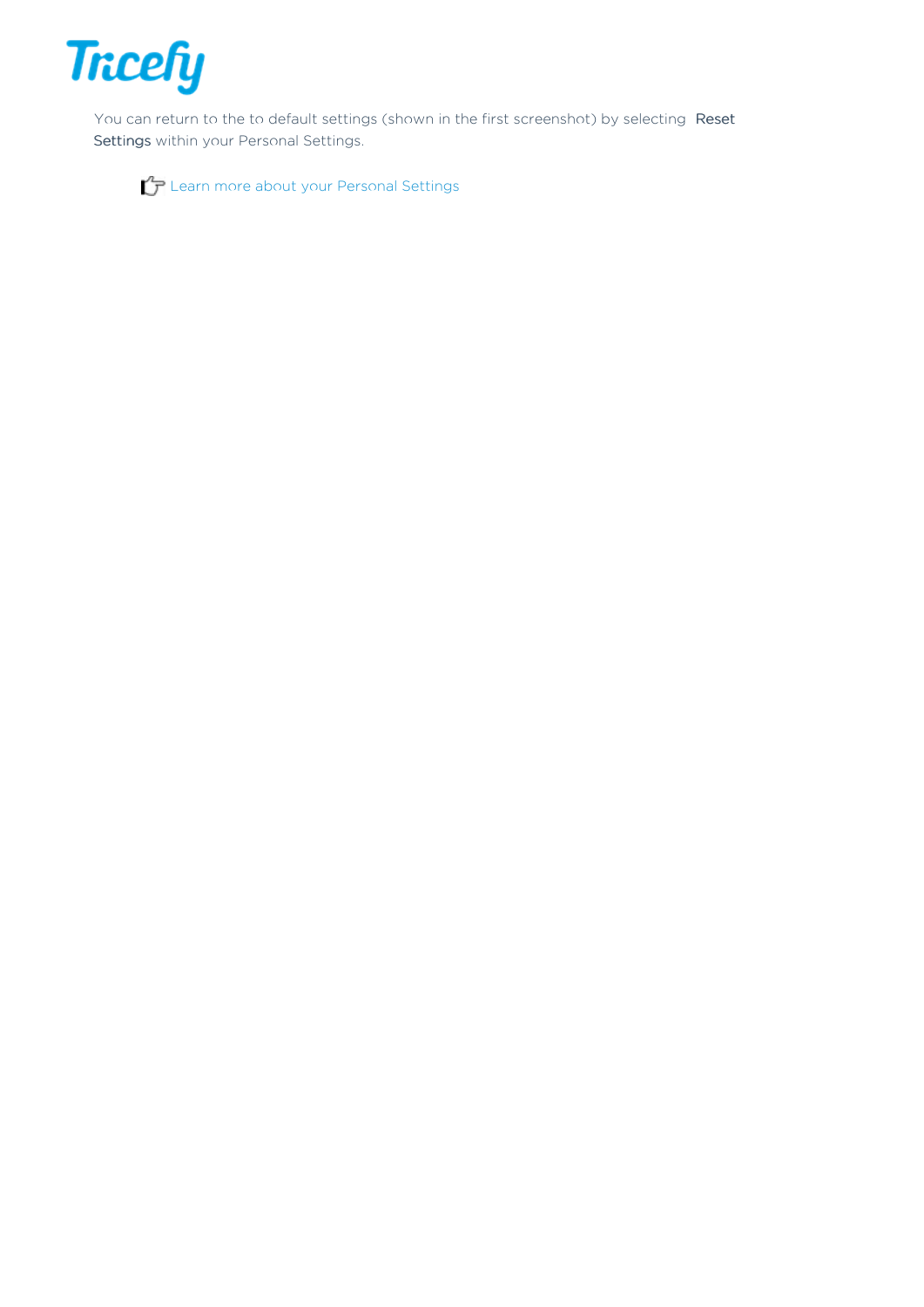You can return to the to default settings (shown in the first screenshot) by selecting **Reset Settings** within your Personal Settings.

Learn more about your Personal Settings